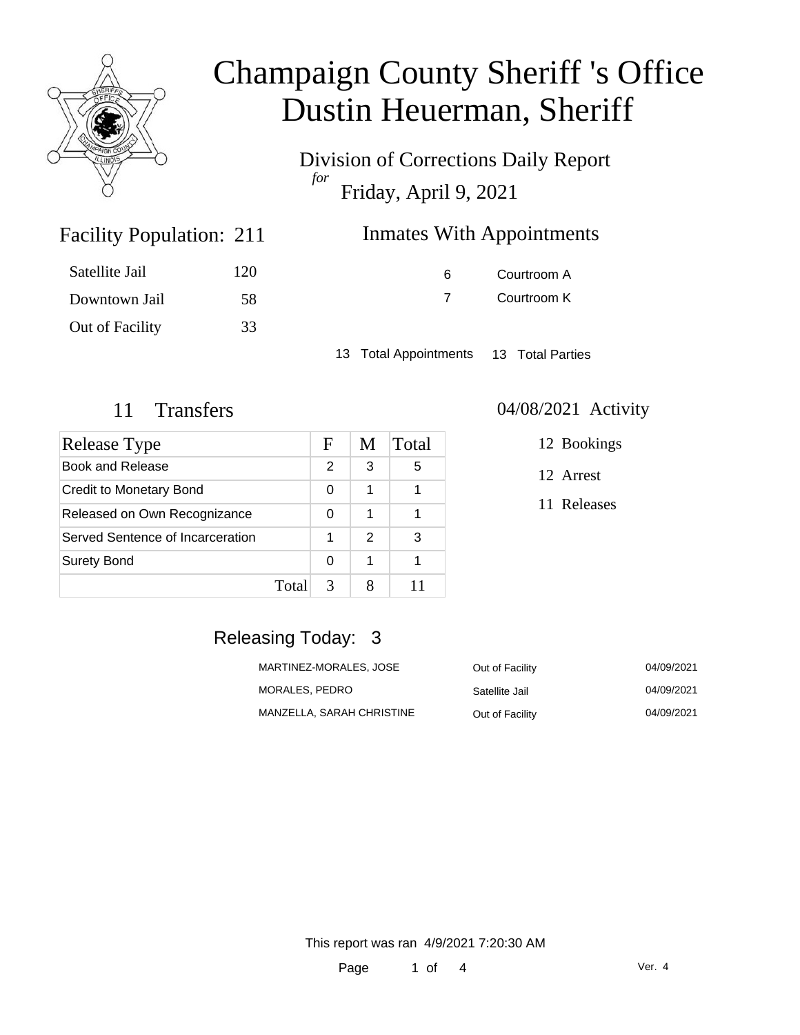# Champaign County Sheriff 's Office
# Dustin Heuerman, Sheriff

Division of Corrections Daily Report
*for*
Friday, April 9, 2021

## Facility Population: 211

| | |
|---|---|
| Satellite Jail | 120 |
| Downtown Jail | 58 |
| Out of Facility | 33 |

## Inmates With Appointments

| | |
|---|---|
| 6 | Courtroom A |
| 7 | Courtroom K |

13 Total Appointments    13 Total Parties

## 11 Transfers

| Release Type | F | M | Total |
|---|---|---|---|
| Book and Release | 2 | 3 | 5 |
| Credit to Monetary Bond | 0 | 1 | 1 |
| Released on Own Recognizance | 0 | 1 | 1 |
| Served Sentence of Incarceration | 1 | 2 | 3 |
| Surety Bond | 0 | 1 | 1 |
| Total | 3 | 8 | 11 |

## 04/08/2021 Activity

12 Bookings

12 Arrest

11 Releases

## Releasing Today: 3

| | | |
|---|---|---|
| MARTINEZ-MORALES, JOSE | Out of Facility | 04/09/2021 |
| MORALES, PEDRO | Satellite Jail | 04/09/2021 |
| MANZELLA, SARAH CHRISTINE | Out of Facility | 04/09/2021 |

This report was ran 4/9/2021 7:20:30 AM

Ver. 4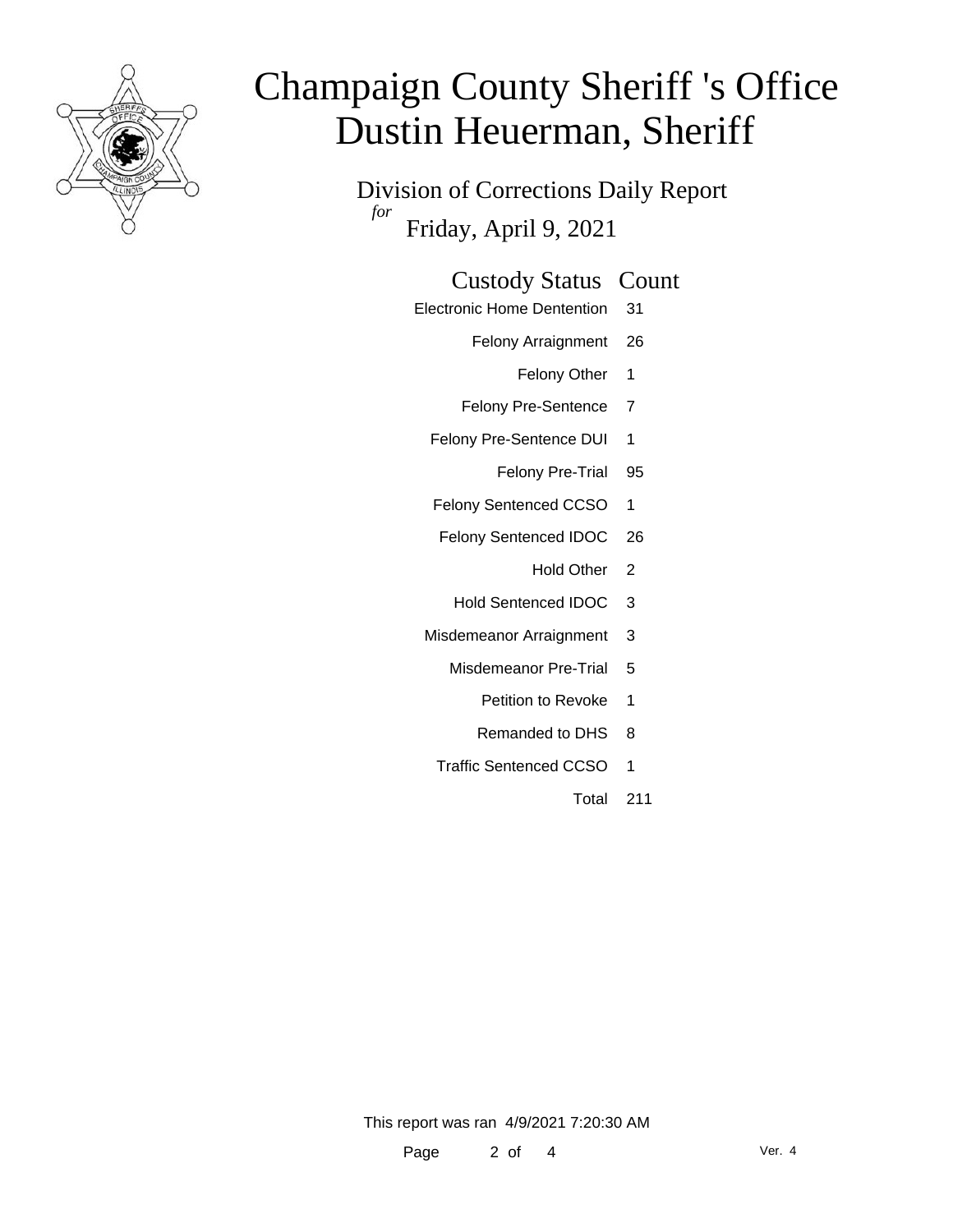# Champaign County Sheriff 's Office
# Dustin Heuerman, Sheriff

Division of Corrections Daily Report

*for*

Friday, April 9, 2021

| Custody Status | Count |
|---|---|
| Electronic Home Dentention | 31 |
| Felony Arraignment | 26 |
| Felony Other | 1 |
| Felony Pre-Sentence | 7 |
| Felony Pre-Sentence DUI | 1 |
| Felony Pre-Trial | 95 |
| Felony Sentenced CCSO | 1 |
| Felony Sentenced IDOC | 26 |
| Hold Other | 2 |
| Hold Sentenced IDOC | 3 |
| Misdemeanor Arraignment | 3 |
| Misdemeanor Pre-Trial | 5 |
| Petition to Revoke | 1 |
| Remanded to DHS | 8 |
| Traffic Sentenced CCSO | 1 |
| Total | 211 |

This report was ran 4/9/2021 7:20:30 AM

Ver. 4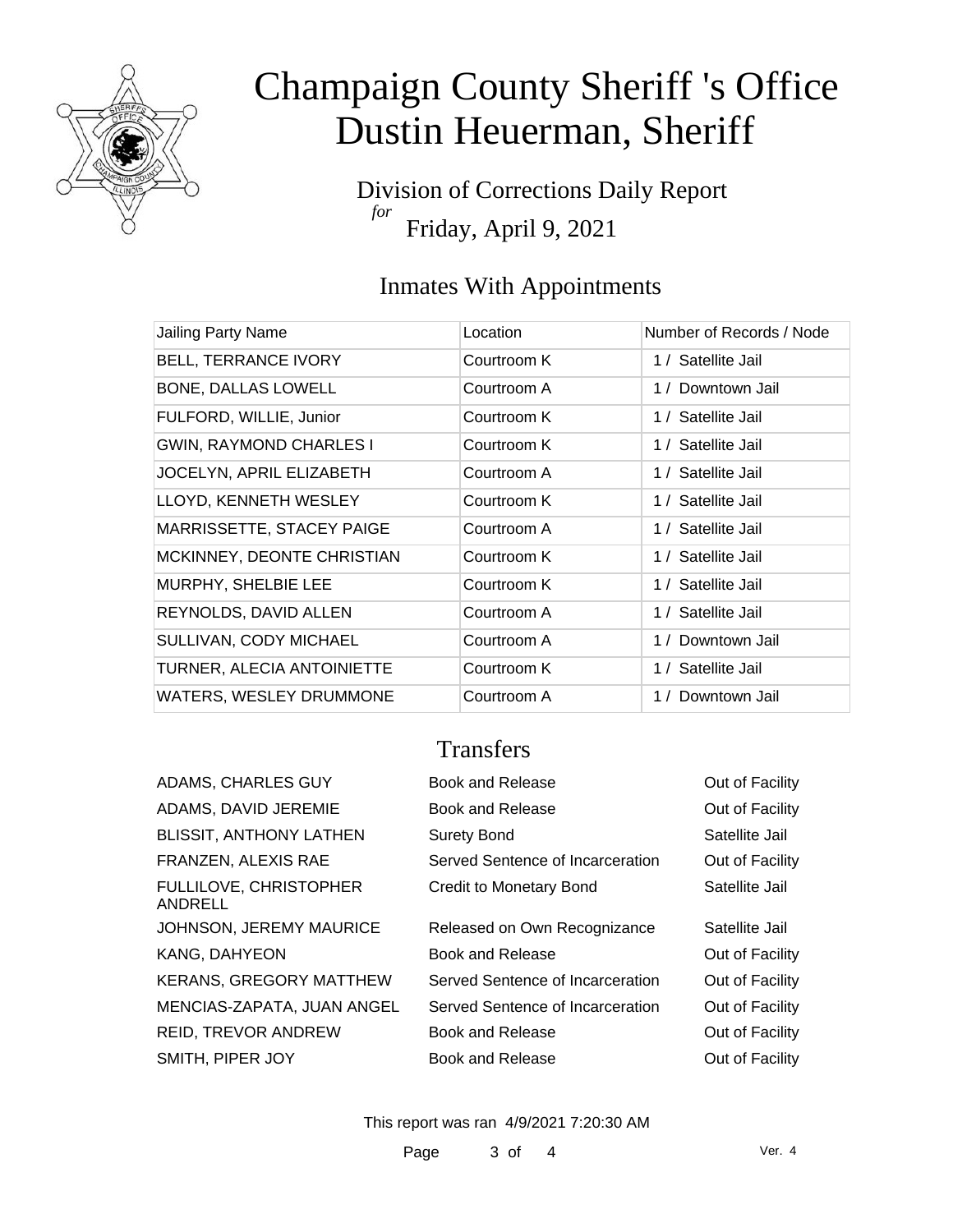# Champaign County Sheriff 's Office
# Dustin Heuerman, Sheriff

Division of Corrections Daily Report
*for*
Friday, April 9, 2021

## Inmates With Appointments

| Jailing Party Name | Location | Number of Records / Node |
|---|---|---|
| BELL, TERRANCE IVORY | Courtroom K | 1 / Satellite Jail |
| BONE, DALLAS LOWELL | Courtroom A | 1 / Downtown Jail |
| FULFORD, WILLIE, Junior | Courtroom K | 1 / Satellite Jail |
| GWIN, RAYMOND CHARLES I | Courtroom K | 1 / Satellite Jail |
| JOCELYN, APRIL ELIZABETH | Courtroom A | 1 / Satellite Jail |
| LLOYD, KENNETH WESLEY | Courtroom K | 1 / Satellite Jail |
| MARRISSETTE, STACEY PAIGE | Courtroom A | 1 / Satellite Jail |
| MCKINNEY, DEONTE CHRISTIAN | Courtroom K | 1 / Satellite Jail |
| MURPHY, SHELBIE LEE | Courtroom K | 1 / Satellite Jail |
| REYNOLDS, DAVID ALLEN | Courtroom A | 1 / Satellite Jail |
| SULLIVAN, CODY MICHAEL | Courtroom A | 1 / Downtown Jail |
| TURNER, ALECIA ANTOINIETTE | Courtroom K | 1 / Satellite Jail |
| WATERS, WESLEY DRUMMONE | Courtroom A | 1 / Downtown Jail |

## Transfers

| | | |
|---|---|---|
| ADAMS, CHARLES GUY | Book and Release | Out of Facility |
| ADAMS, DAVID JEREMIE | Book and Release | Out of Facility |
| BLISSIT, ANTHONY LATHEN | Surety Bond | Satellite Jail |
| FRANZEN, ALEXIS RAE | Served Sentence of Incarceration | Out of Facility |
| FULLILOVE, CHRISTOPHER ANDRELL | Credit to Monetary Bond | Satellite Jail |
| JOHNSON, JEREMY MAURICE | Released on Own Recognizance | Satellite Jail |
| KANG, DAHYEON | Book and Release | Out of Facility |
| KERANS, GREGORY MATTHEW | Served Sentence of Incarceration | Out of Facility |
| MENCIAS-ZAPATA, JUAN ANGEL | Served Sentence of Incarceration | Out of Facility |
| REID, TREVOR ANDREW | Book and Release | Out of Facility |
| SMITH, PIPER JOY | Book and Release | Out of Facility |

This report was ran 4/9/2021 7:20:30 AM

Ver. 4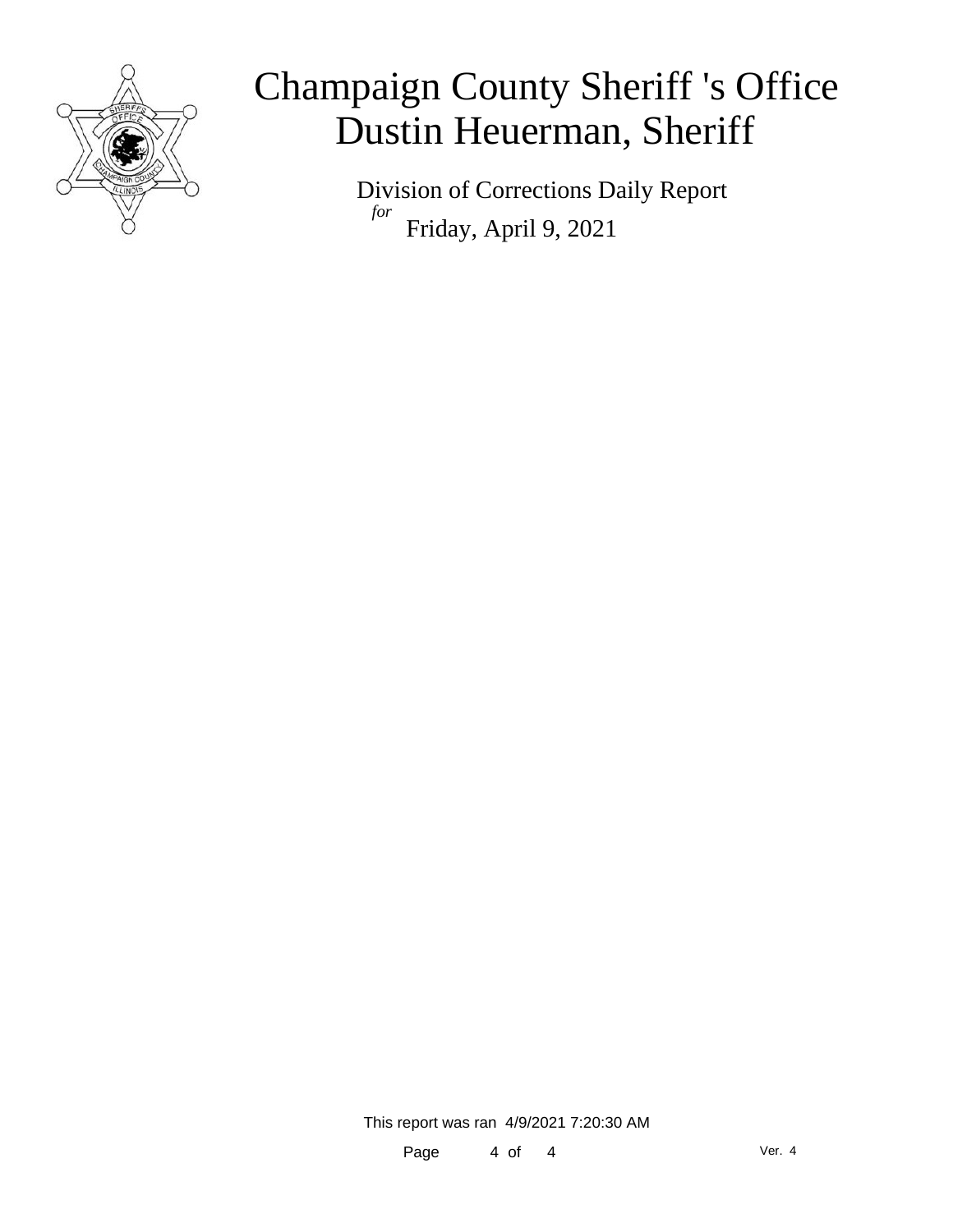# Champaign County Sheriff 's Office
# Dustin Heuerman, Sheriff

Division of Corrections Daily Report

*for* Friday, April 9, 2021

This report was ran 4/9/2021 7:20:30 AM

Ver. 4